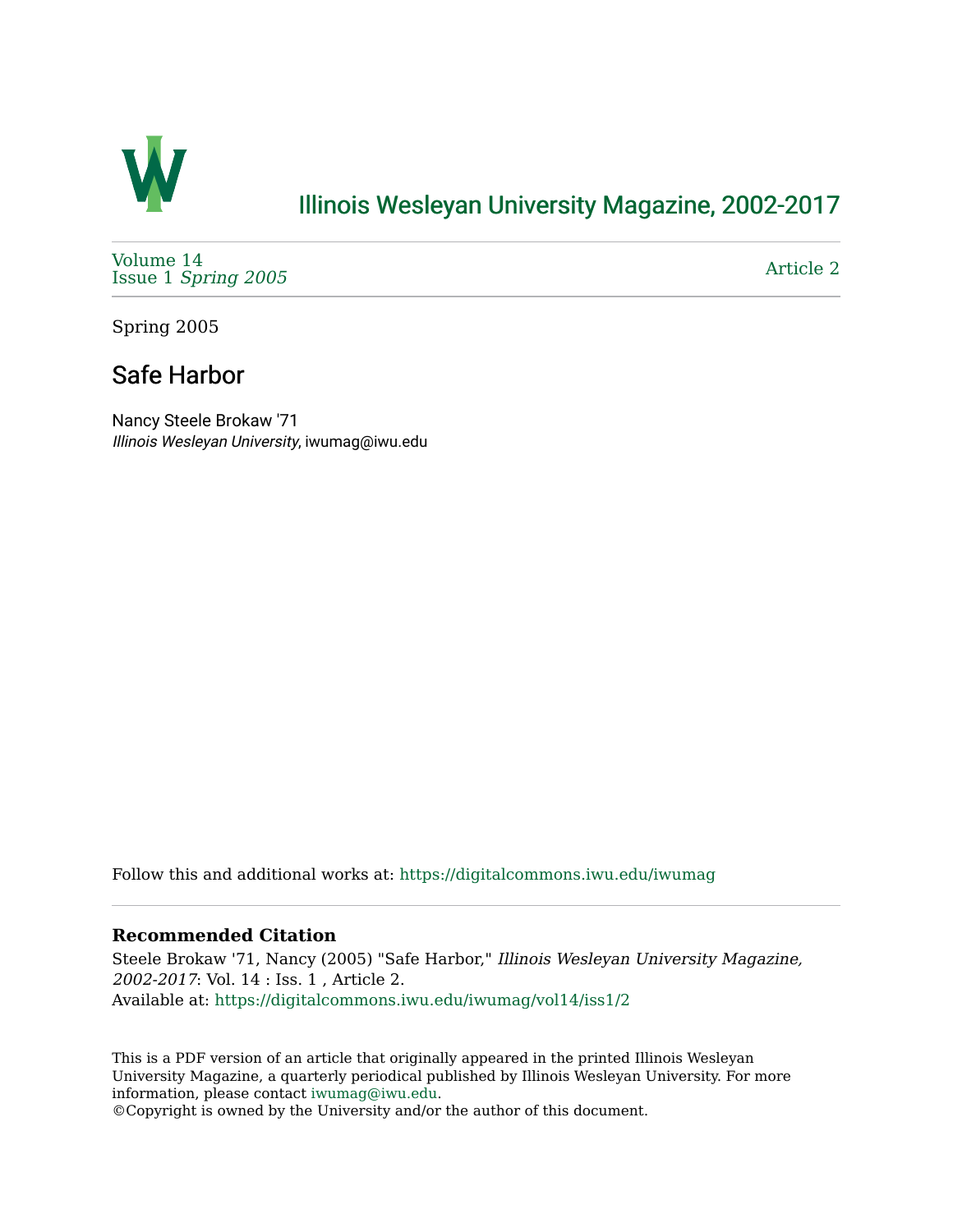# Illinois Wesleyan University Magazine, 2002-2017

Volume 14
Issue 1 *Spring 2005*

Article 2

Spring 2005

## Safe Harbor

Nancy Steele Brokaw '71
*Illinois Wesleyan University*, iwumag@iwu.edu

Follow this and additional works at: https://digitalcommons.iwu.edu/iwumag

### Recommended Citation

Steele Brokaw '71, Nancy (2005) "Safe Harbor," *Illinois Wesleyan University Magazine, 2002-2017*: Vol. 14 : Iss. 1 , Article 2.
Available at: https://digitalcommons.iwu.edu/iwumag/vol14/iss1/2

This is a PDF version of an article that originally appeared in the printed Illinois Wesleyan University Magazine, a quarterly periodical published by Illinois Wesleyan University. For more information, please contact iwumag@iwu.edu.
©Copyright is owned by the University and/or the author of this document.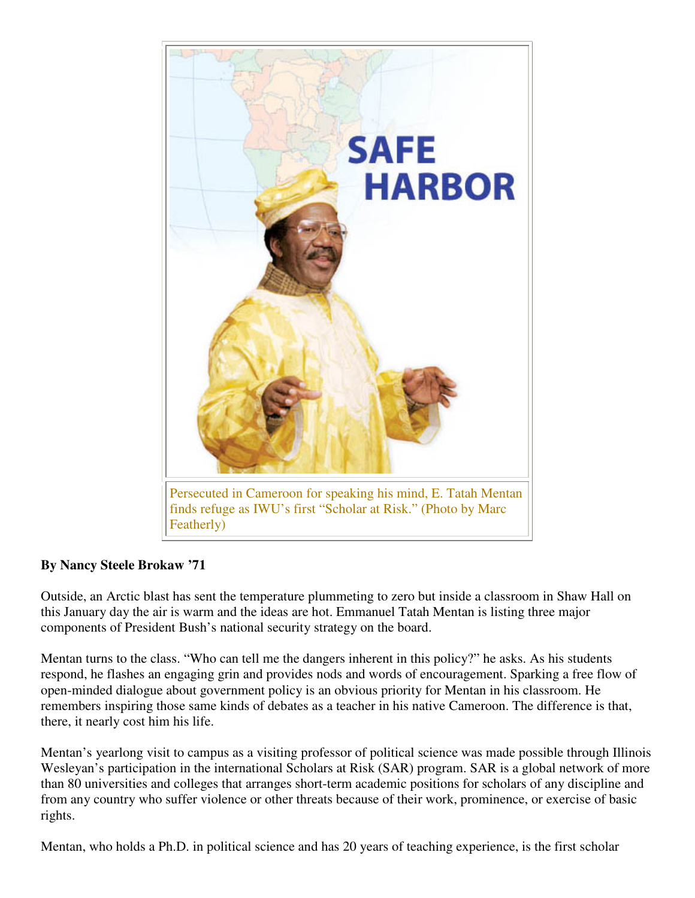# SAFE HARBOR

Persecuted in Cameroon for speaking his mind, E. Tatah Mentan finds refuge as IWU's first "Scholar at Risk." (Photo by Marc Featherly)

**By Nancy Steele Brokaw '71**

Outside, an Arctic blast has sent the temperature plummeting to zero but inside a classroom in Shaw Hall on this January day the air is warm and the ideas are hot. Emmanuel Tatah Mentan is listing three major components of President Bush's national security strategy on the board.

Mentan turns to the class. "Who can tell me the dangers inherent in this policy?" he asks. As his students respond, he flashes an engaging grin and provides nods and words of encouragement. Sparking a free flow of open-minded dialogue about government policy is an obvious priority for Mentan in his classroom. He remembers inspiring those same kinds of debates as a teacher in his native Cameroon. The difference is that, there, it nearly cost him his life.

Mentan's yearlong visit to campus as a visiting professor of political science was made possible through Illinois Wesleyan's participation in the international Scholars at Risk (SAR) program. SAR is a global network of more than 80 universities and colleges that arranges short-term academic positions for scholars of any discipline and from any country who suffer violence or other threats because of their work, prominence, or exercise of basic rights.

Mentan, who holds a Ph.D. in political science and has 20 years of teaching experience, is the first scholar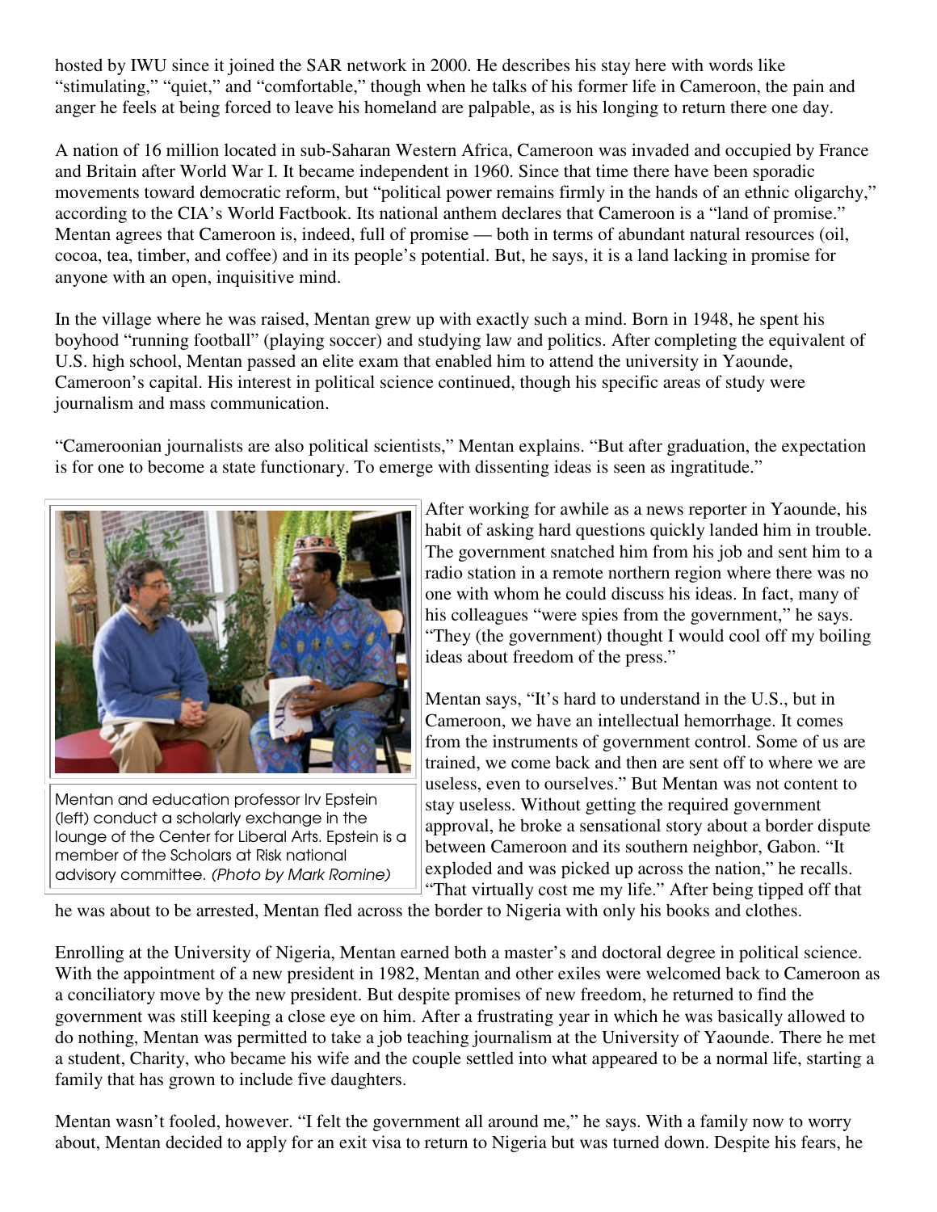hosted by IWU since it joined the SAR network in 2000. He describes his stay here with words like "stimulating," "quiet," and "comfortable," though when he talks of his former life in Cameroon, the pain and anger he feels at being forced to leave his homeland are palpable, as is his longing to return there one day.

A nation of 16 million located in sub-Saharan Western Africa, Cameroon was invaded and occupied by France and Britain after World War I. It became independent in 1960. Since that time there have been sporadic movements toward democratic reform, but "political power remains firmly in the hands of an ethnic oligarchy," according to the CIA's World Factbook. Its national anthem declares that Cameroon is a "land of promise." Mentan agrees that Cameroon is, indeed, full of promise — both in terms of abundant natural resources (oil, cocoa, tea, timber, and coffee) and in its people's potential. But, he says, it is a land lacking in promise for anyone with an open, inquisitive mind.

In the village where he was raised, Mentan grew up with exactly such a mind. Born in 1948, he spent his boyhood "running football" (playing soccer) and studying law and politics. After completing the equivalent of U.S. high school, Mentan passed an elite exam that enabled him to attend the university in Yaounde, Cameroon's capital. His interest in political science continued, though his specific areas of study were journalism and mass communication.

"Cameroonian journalists are also political scientists," Mentan explains. "But after graduation, the expectation is for one to become a state functionary. To emerge with dissenting ideas is seen as ingratitude."

Mentan and education professor Irv Epstein (left) conduct a scholarly exchange in the lounge of the Center for Liberal Arts. Epstein is a member of the Scholars at Risk national advisory committee. *(Photo by Mark Romine)*

After working for awhile as a news reporter in Yaounde, his habit of asking hard questions quickly landed him in trouble. The government snatched him from his job and sent him to a radio station in a remote northern region where there was no one with whom he could discuss his ideas. In fact, many of his colleagues "were spies from the government," he says. "They (the government) thought I would cool off my boiling ideas about freedom of the press."

Mentan says, "It's hard to understand in the U.S., but in Cameroon, we have an intellectual hemorrhage. It comes from the instruments of government control. Some of us are trained, we come back and then are sent off to where we are useless, even to ourselves." But Mentan was not content to stay useless. Without getting the required government approval, he broke a sensational story about a border dispute between Cameroon and its southern neighbor, Gabon. "It exploded and was picked up across the nation," he recalls. "That virtually cost me my life." After being tipped off that he was about to be arrested, Mentan fled across the border to Nigeria with only his books and clothes.

Enrolling at the University of Nigeria, Mentan earned both a master's and doctoral degree in political science. With the appointment of a new president in 1982, Mentan and other exiles were welcomed back to Cameroon as a conciliatory move by the new president. But despite promises of new freedom, he returned to find the government was still keeping a close eye on him. After a frustrating year in which he was basically allowed to do nothing, Mentan was permitted to take a job teaching journalism at the University of Yaounde. There he met a student, Charity, who became his wife and the couple settled into what appeared to be a normal life, starting a family that has grown to include five daughters.

Mentan wasn't fooled, however. "I felt the government all around me," he says. With a family now to worry about, Mentan decided to apply for an exit visa to return to Nigeria but was turned down. Despite his fears, he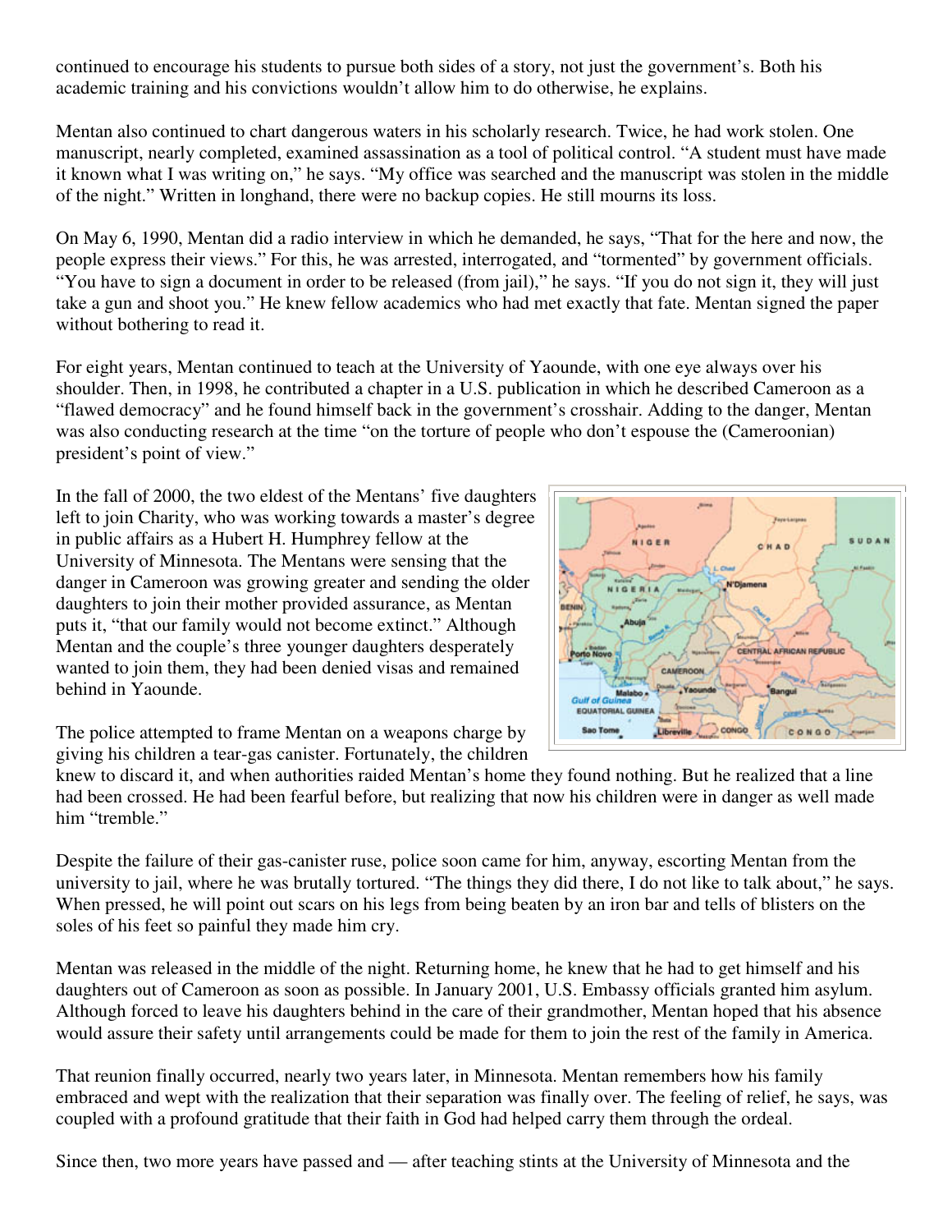continued to encourage his students to pursue both sides of a story, not just the government's. Both his academic training and his convictions wouldn't allow him to do otherwise, he explains.

Mentan also continued to chart dangerous waters in his scholarly research. Twice, he had work stolen. One manuscript, nearly completed, examined assassination as a tool of political control. "A student must have made it known what I was writing on," he says. "My office was searched and the manuscript was stolen in the middle of the night." Written in longhand, there were no backup copies. He still mourns its loss.

On May 6, 1990, Mentan did a radio interview in which he demanded, he says, "That for the here and now, the people express their views." For this, he was arrested, interrogated, and "tormented" by government officials. "You have to sign a document in order to be released (from jail)," he says. "If you do not sign it, they will just take a gun and shoot you." He knew fellow academics who had met exactly that fate. Mentan signed the paper without bothering to read it.

For eight years, Mentan continued to teach at the University of Yaounde, with one eye always over his shoulder. Then, in 1998, he contributed a chapter in a U.S. publication in which he described Cameroon as a "flawed democracy" and he found himself back in the government's crosshair. Adding to the danger, Mentan was also conducting research at the time "on the torture of people who don't espouse the (Cameroonian) president's point of view."

In the fall of 2000, the two eldest of the Mentans' five daughters left to join Charity, who was working towards a master's degree in public affairs as a Hubert H. Humphrey fellow at the University of Minnesota. The Mentans were sensing that the danger in Cameroon was growing greater and sending the older daughters to join their mother provided assurance, as Mentan puts it, "that our family would not become extinct." Although Mentan and the couple's three younger daughters desperately wanted to join them, they had been denied visas and remained behind in Yaounde.

The police attempted to frame Mentan on a weapons charge by giving his children a tear-gas canister. Fortunately, the children knew to discard it, and when authorities raided Mentan's home they found nothing. But he realized that a line had been crossed. He had been fearful before, but realizing that now his children were in danger as well made him "tremble."

Despite the failure of their gas-canister ruse, police soon came for him, anyway, escorting Mentan from the university to jail, where he was brutally tortured. "The things they did there, I do not like to talk about," he says. When pressed, he will point out scars on his legs from being beaten by an iron bar and tells of blisters on the soles of his feet so painful they made him cry.

Mentan was released in the middle of the night. Returning home, he knew that he had to get himself and his daughters out of Cameroon as soon as possible. In January 2001, U.S. Embassy officials granted him asylum. Although forced to leave his daughters behind in the care of their grandmother, Mentan hoped that his absence would assure their safety until arrangements could be made for them to join the rest of the family in America.

That reunion finally occurred, nearly two years later, in Minnesota. Mentan remembers how his family embraced and wept with the realization that their separation was finally over. The feeling of relief, he says, was coupled with a profound gratitude that their faith in God had helped carry them through the ordeal.

Since then, two more years have passed and — after teaching stints at the University of Minnesota and the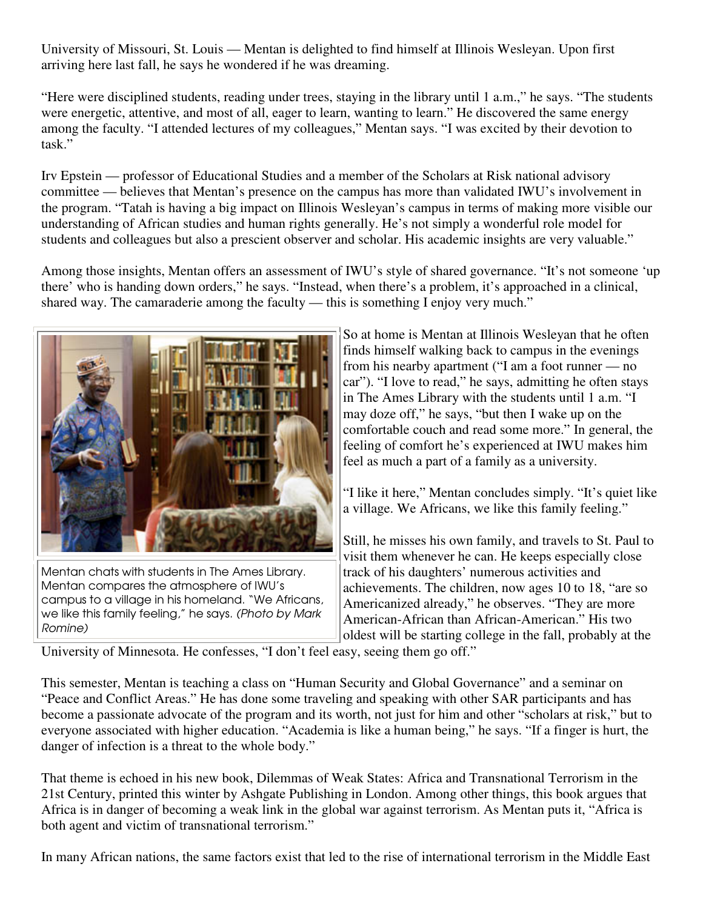University of Missouri, St. Louis — Mentan is delighted to find himself at Illinois Wesleyan. Upon first arriving here last fall, he says he wondered if he was dreaming.

"Here were disciplined students, reading under trees, staying in the library until 1 a.m.," he says. "The students were energetic, attentive, and most of all, eager to learn, wanting to learn." He discovered the same energy among the faculty. "I attended lectures of my colleagues," Mentan says. "I was excited by their devotion to task."

Irv Epstein — professor of Educational Studies and a member of the Scholars at Risk national advisory committee — believes that Mentan's presence on the campus has more than validated IWU's involvement in the program. "Tatah is having a big impact on Illinois Wesleyan's campus in terms of making more visible our understanding of African studies and human rights generally. He's not simply a wonderful role model for students and colleagues but also a prescient observer and scholar. His academic insights are very valuable."

Among those insights, Mentan offers an assessment of IWU's style of shared governance. "It's not someone 'up there' who is handing down orders," he says. "Instead, when there's a problem, it's approached in a clinical, shared way. The camaraderie among the faculty — this is something I enjoy very much."

Mentan chats with students in The Ames Library. Mentan compares the atmosphere of IWU's campus to a village in his homeland. "We Africans, we like this family feeling," he says. *(Photo by Mark Romine)*

So at home is Mentan at Illinois Wesleyan that he often finds himself walking back to campus in the evenings from his nearby apartment ("I am a foot runner — no car"). "I love to read," he says, admitting he often stays in The Ames Library with the students until 1 a.m. "I may doze off," he says, "but then I wake up on the comfortable couch and read some more." In general, the feeling of comfort he's experienced at IWU makes him feel as much a part of a family as a university.

"I like it here," Mentan concludes simply. "It's quiet like a village. We Africans, we like this family feeling."

Still, he misses his own family, and travels to St. Paul to visit them whenever he can. He keeps especially close track of his daughters' numerous activities and achievements. The children, now ages 10 to 18, "are so Americanized already," he observes. "They are more American-African than African-American." His two oldest will be starting college in the fall, probably at the University of Minnesota. He confesses, "I don't feel easy, seeing them go off."

This semester, Mentan is teaching a class on "Human Security and Global Governance" and a seminar on "Peace and Conflict Areas." He has done some traveling and speaking with other SAR participants and has become a passionate advocate of the program and its worth, not just for him and other "scholars at risk," but to everyone associated with higher education. "Academia is like a human being," he says. "If a finger is hurt, the danger of infection is a threat to the whole body."

That theme is echoed in his new book, Dilemmas of Weak States: Africa and Transnational Terrorism in the 21st Century, printed this winter by Ashgate Publishing in London. Among other things, this book argues that Africa is in danger of becoming a weak link in the global war against terrorism. As Mentan puts it, "Africa is both agent and victim of transnational terrorism."

In many African nations, the same factors exist that led to the rise of international terrorism in the Middle East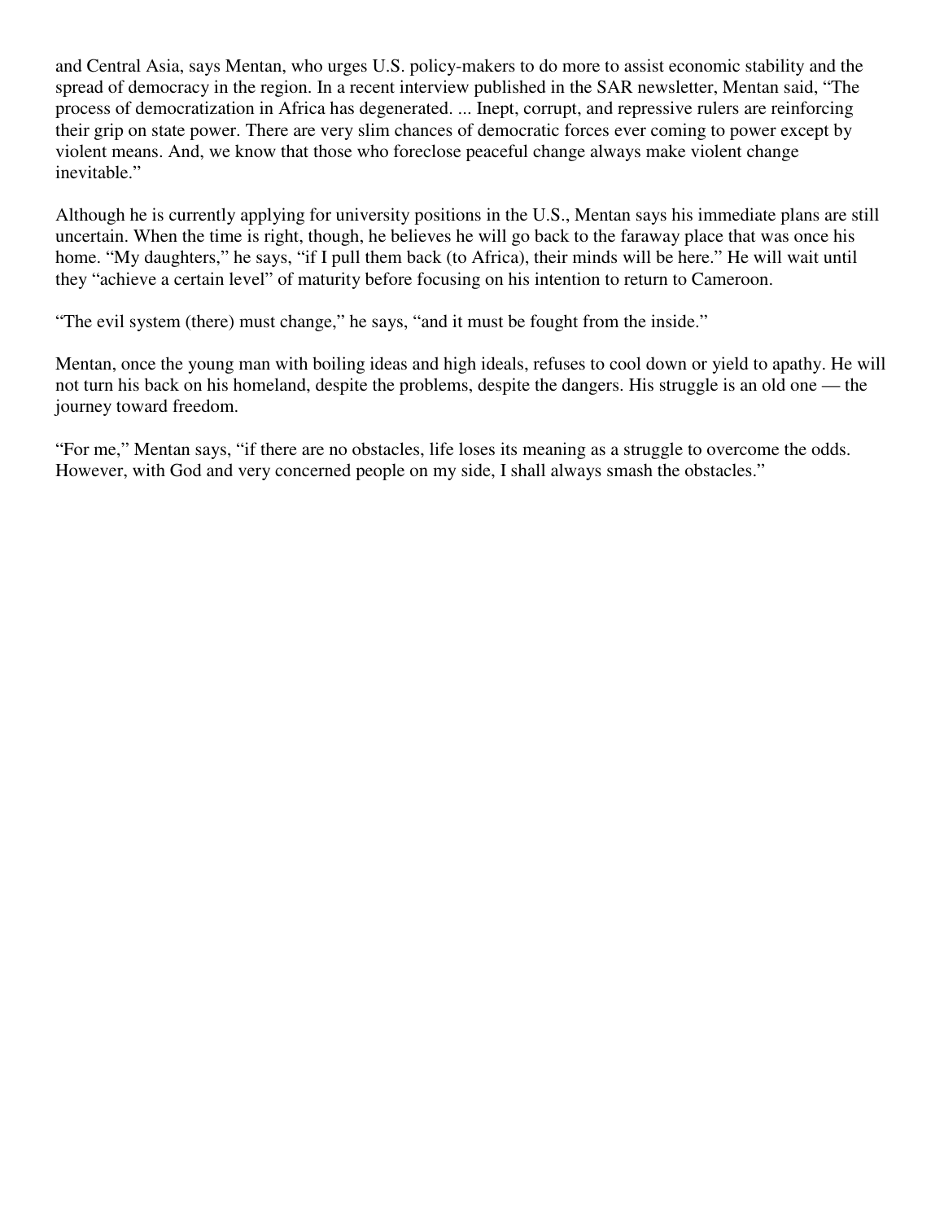and Central Asia, says Mentan, who urges U.S. policy-makers to do more to assist economic stability and the spread of democracy in the region. In a recent interview published in the SAR newsletter, Mentan said, "The process of democratization in Africa has degenerated. ... Inept, corrupt, and repressive rulers are reinforcing their grip on state power. There are very slim chances of democratic forces ever coming to power except by violent means. And, we know that those who foreclose peaceful change always make violent change inevitable."

Although he is currently applying for university positions in the U.S., Mentan says his immediate plans are still uncertain. When the time is right, though, he believes he will go back to the faraway place that was once his home. "My daughters," he says, "if I pull them back (to Africa), their minds will be here." He will wait until they "achieve a certain level" of maturity before focusing on his intention to return to Cameroon.

"The evil system (there) must change," he says, "and it must be fought from the inside."

Mentan, once the young man with boiling ideas and high ideals, refuses to cool down or yield to apathy. He will not turn his back on his homeland, despite the problems, despite the dangers. His struggle is an old one — the journey toward freedom.

"For me," Mentan says, "if there are no obstacles, life loses its meaning as a struggle to overcome the odds. However, with God and very concerned people on my side, I shall always smash the obstacles."